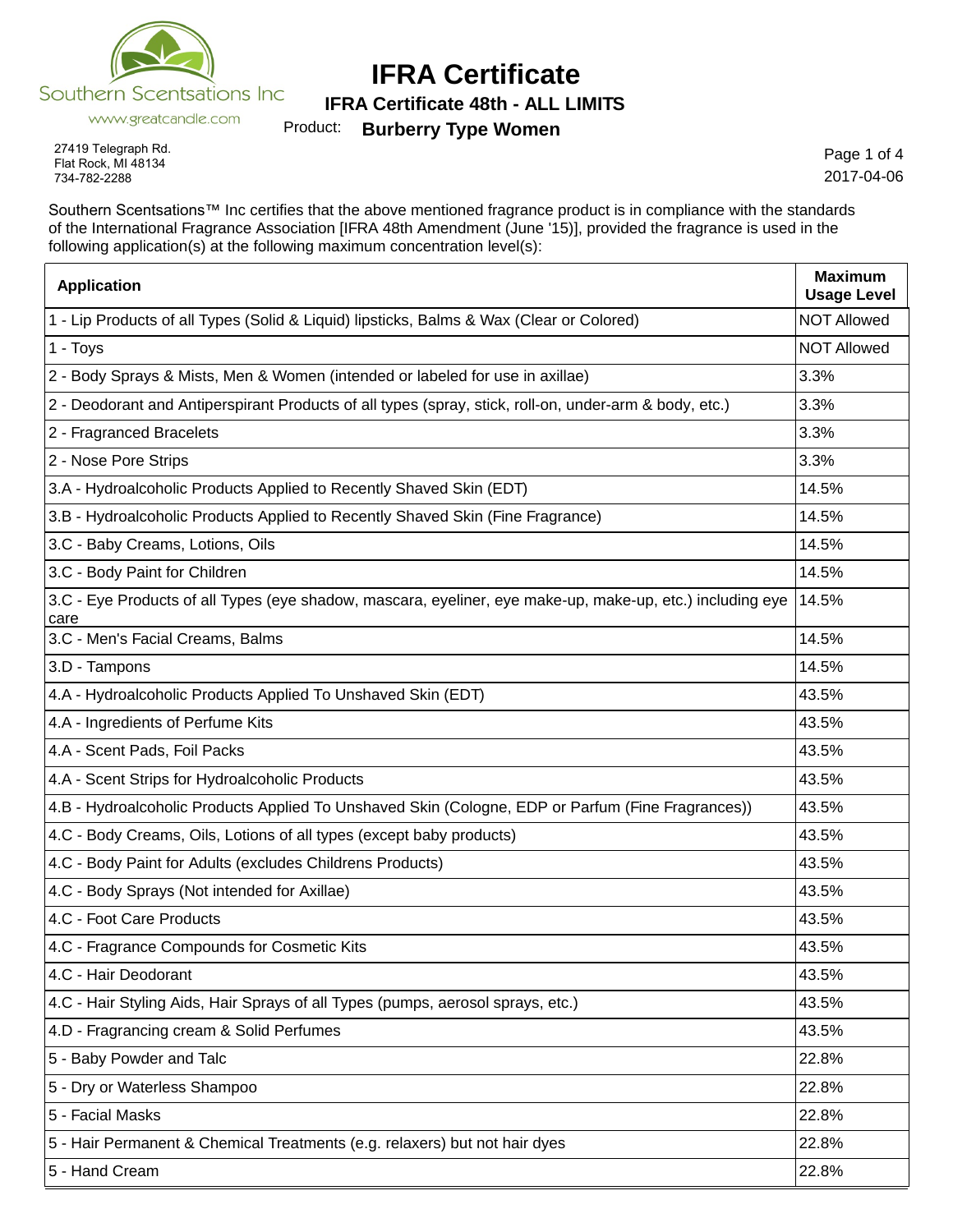# IFRA Certificate

## IFRA Certificate 48th - ALL LIMITS

Southern Scentsations Inc

www.greatcandle.com

Product: **Burberry Type Women**

27419 Telegraph Rd.
Flat Rock, MI 48134
734-782-2288

2017-04-06

Southern Scentsations™ Inc certifies that the above mentioned fragrance product is in compliance with the standards of the International Fragrance Association [IFRA 48th Amendment (June '15)], provided the fragrance is used in the following application(s) at the following maximum concentration level(s):

| Application | Maximum Usage Level |
|---|---|
| 1 - Lip Products of all Types (Solid & Liquid) lipsticks, Balms & Wax (Clear or Colored) | NOT Allowed |
| 1 - Toys | NOT Allowed |
| 2 - Body Sprays & Mists, Men & Women (intended or labeled for use in axillae) | 3.3% |
| 2 - Deodorant and Antiperspirant Products of all types (spray, stick, roll-on, under-arm & body, etc.) | 3.3% |
| 2 - Fragranced Bracelets | 3.3% |
| 2 - Nose Pore Strips | 3.3% |
| 3.A - Hydroalcoholic Products Applied to Recently Shaved Skin (EDT) | 14.5% |
| 3.B - Hydroalcoholic Products Applied to Recently Shaved Skin (Fine Fragrance) | 14.5% |
| 3.C - Baby Creams, Lotions, Oils | 14.5% |
| 3.C - Body Paint for Children | 14.5% |
| 3.C - Eye Products of all Types (eye shadow, mascara, eyeliner, eye make-up, make-up, etc.) including eye care | 14.5% |
| 3.C - Men's Facial Creams, Balms | 14.5% |
| 3.D - Tampons | 14.5% |
| 4.A - Hydroalcoholic Products Applied To Unshaved Skin (EDT) | 43.5% |
| 4.A - Ingredients of Perfume Kits | 43.5% |
| 4.A - Scent Pads, Foil Packs | 43.5% |
| 4.A - Scent Strips for Hydroalcoholic Products | 43.5% |
| 4.B - Hydroalcoholic Products Applied To Unshaved Skin (Cologne, EDP or Parfum (Fine Fragrances)) | 43.5% |
| 4.C - Body Creams, Oils, Lotions of all types (except baby products) | 43.5% |
| 4.C - Body Paint for Adults (excludes Childrens Products) | 43.5% |
| 4.C - Body Sprays (Not intended for Axillae) | 43.5% |
| 4.C - Foot Care Products | 43.5% |
| 4.C - Fragrance Compounds for Cosmetic Kits | 43.5% |
| 4.C - Hair Deodorant | 43.5% |
| 4.C - Hair Styling Aids, Hair Sprays of all Types (pumps, aerosol sprays, etc.) | 43.5% |
| 4.D - Fragrancing cream & Solid Perfumes | 43.5% |
| 5 - Baby Powder and Talc | 22.8% |
| 5 - Dry or Waterless Shampoo | 22.8% |
| 5 - Facial Masks | 22.8% |
| 5 - Hair Permanent & Chemical Treatments (e.g. relaxers) but not hair dyes | 22.8% |
| 5 - Hand Cream | 22.8% |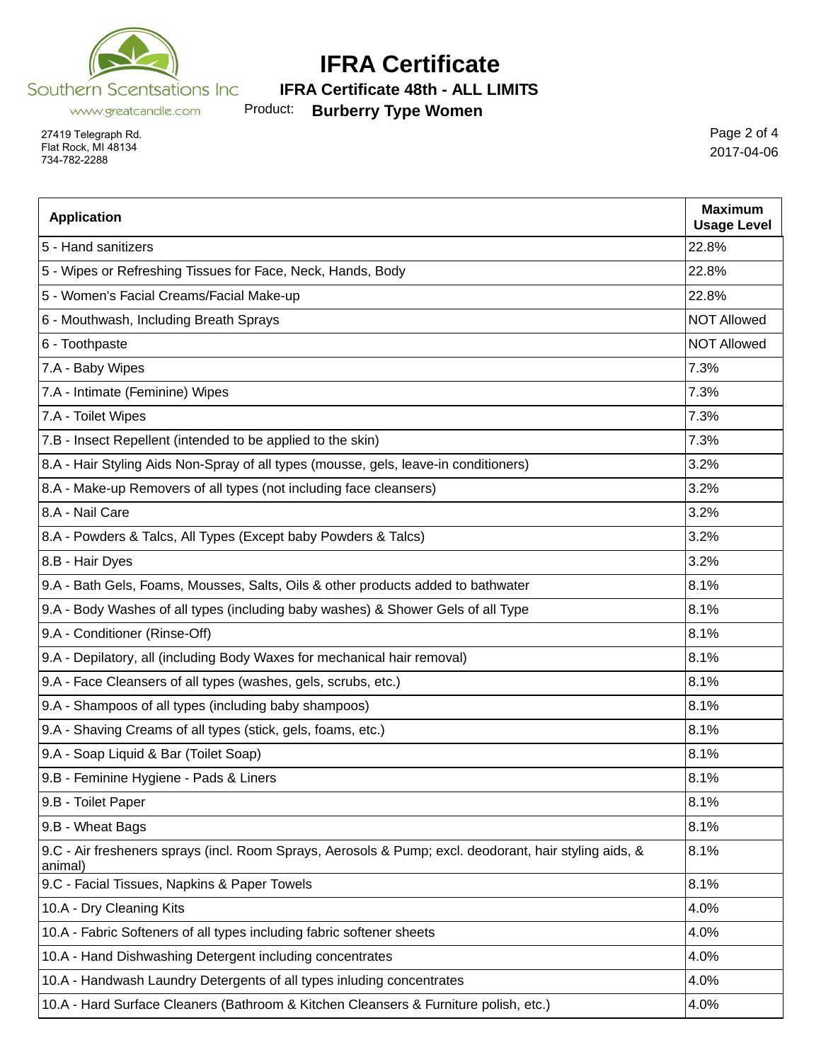# IFRA Certificate

**IFRA Certificate 48th - ALL LIMITS**

Product: **Burberry Type Women**

Southern Scentsations Inc
www.greatcandle.com

27419 Telegraph Rd.
Flat Rock, MI 48134
734-782-2288

2017-04-06

| Application | Maximum Usage Level |
|---|---|
| 5 - Hand sanitizers | 22.8% |
| 5 - Wipes or Refreshing Tissues for Face, Neck, Hands, Body | 22.8% |
| 5 - Women's Facial Creams/Facial Make-up | 22.8% |
| 6 - Mouthwash, Including Breath Sprays | NOT Allowed |
| 6 - Toothpaste | NOT Allowed |
| 7.A - Baby Wipes | 7.3% |
| 7.A - Intimate (Feminine) Wipes | 7.3% |
| 7.A - Toilet Wipes | 7.3% |
| 7.B - Insect Repellent (intended to be applied to the skin) | 7.3% |
| 8.A - Hair Styling Aids Non-Spray of all types (mousse, gels, leave-in conditioners) | 3.2% |
| 8.A - Make-up Removers of all types (not including face cleansers) | 3.2% |
| 8.A - Nail Care | 3.2% |
| 8.A - Powders & Talcs, All Types (Except baby Powders & Talcs) | 3.2% |
| 8.B - Hair Dyes | 3.2% |
| 9.A - Bath Gels, Foams, Mousses, Salts, Oils & other products added to bathwater | 8.1% |
| 9.A - Body Washes of all types (including baby washes) & Shower Gels of all Type | 8.1% |
| 9.A - Conditioner (Rinse-Off) | 8.1% |
| 9.A - Depilatory, all (including Body Waxes for mechanical hair removal) | 8.1% |
| 9.A - Face Cleansers of all types (washes, gels, scrubs, etc.) | 8.1% |
| 9.A - Shampoos of all types (including baby shampoos) | 8.1% |
| 9.A - Shaving Creams of all types (stick, gels, foams, etc.) | 8.1% |
| 9.A - Soap Liquid & Bar (Toilet Soap) | 8.1% |
| 9.B - Feminine Hygiene - Pads & Liners | 8.1% |
| 9.B - Toilet Paper | 8.1% |
| 9.B - Wheat Bags | 8.1% |
| 9.C - Air fresheners sprays (incl. Room Sprays, Aerosols & Pump; excl. deodorant, hair styling aids, & animal) | 8.1% |
| 9.C - Facial Tissues, Napkins & Paper Towels | 8.1% |
| 10.A - Dry Cleaning Kits | 4.0% |
| 10.A - Fabric Softeners of all types including fabric softener sheets | 4.0% |
| 10.A - Hand Dishwashing Detergent including concentrates | 4.0% |
| 10.A - Handwash Laundry Detergents of all types inluding concentrates | 4.0% |
| 10.A - Hard Surface Cleaners (Bathroom & Kitchen Cleansers & Furniture polish, etc.) | 4.0% |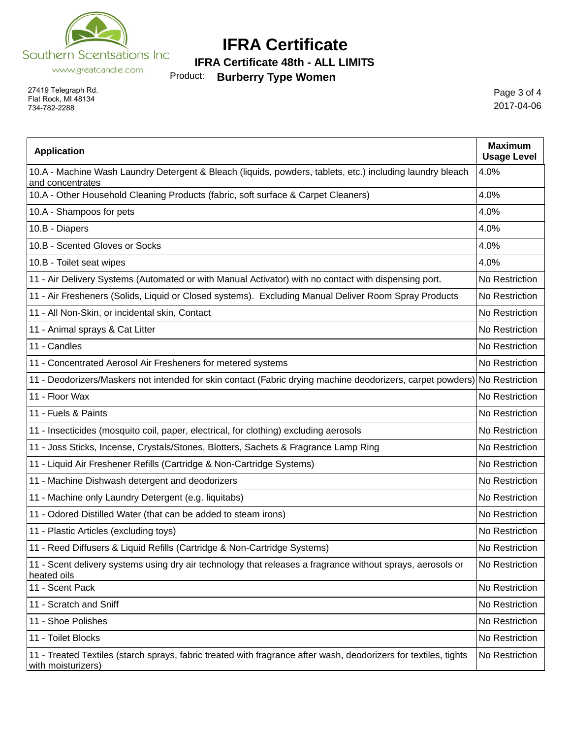Southern Scentsations Inc
www.greatcandle.com

27419 Telegraph Rd.
Flat Rock, MI 48134
734-782-2288

# IFRA Certificate

## IFRA Certificate 48th - ALL LIMITS

Product: **Burberry Type Women**

2017-04-06

| Application | Maximum Usage Level |
|---|---|
| 10.A - Machine Wash Laundry Detergent & Bleach (liquids, powders, tablets, etc.) including laundry bleach and concentrates | 4.0% |
| 10.A - Other Household Cleaning Products (fabric, soft surface & Carpet Cleaners) | 4.0% |
| 10.A - Shampoos for pets | 4.0% |
| 10.B - Diapers | 4.0% |
| 10.B - Scented Gloves or Socks | 4.0% |
| 10.B - Toilet seat wipes | 4.0% |
| 11 - Air Delivery Systems (Automated or with Manual Activator) with no contact with dispensing port. | No Restriction |
| 11 - Air Fresheners (Solids, Liquid or Closed systems). Excluding Manual Deliver Room Spray Products | No Restriction |
| 11 - All Non-Skin, or incidental skin, Contact | No Restriction |
| 11 - Animal sprays & Cat Litter | No Restriction |
| 11 - Candles | No Restriction |
| 11 - Concentrated Aerosol Air Fresheners for metered systems | No Restriction |
| 11 - Deodorizers/Maskers not intended for skin contact (Fabric drying machine deodorizers, carpet powders) | No Restriction |
| 11 - Floor Wax | No Restriction |
| 11 - Fuels & Paints | No Restriction |
| 11 - Insecticides (mosquito coil, paper, electrical, for clothing) excluding aerosols | No Restriction |
| 11 - Joss Sticks, Incense, Crystals/Stones, Blotters, Sachets & Fragrance Lamp Ring | No Restriction |
| 11 - Liquid Air Freshener Refills (Cartridge & Non-Cartridge Systems) | No Restriction |
| 11 - Machine Dishwash detergent and deodorizers | No Restriction |
| 11 - Machine only Laundry Detergent (e.g. liquitabs) | No Restriction |
| 11 - Odored Distilled Water (that can be added to steam irons) | No Restriction |
| 11 - Plastic Articles (excluding toys) | No Restriction |
| 11 - Reed Diffusers & Liquid Refills (Cartridge & Non-Cartridge Systems) | No Restriction |
| 11 - Scent delivery systems using dry air technology that releases a fragrance without sprays, aerosols or heated oils | No Restriction |
| 11 - Scent Pack | No Restriction |
| 11 - Scratch and Sniff | No Restriction |
| 11 - Shoe Polishes | No Restriction |
| 11 - Toilet Blocks | No Restriction |
| 11 - Treated Textiles (starch sprays, fabric treated with fragrance after wash, deodorizers for textiles, tights with moisturizers) | No Restriction |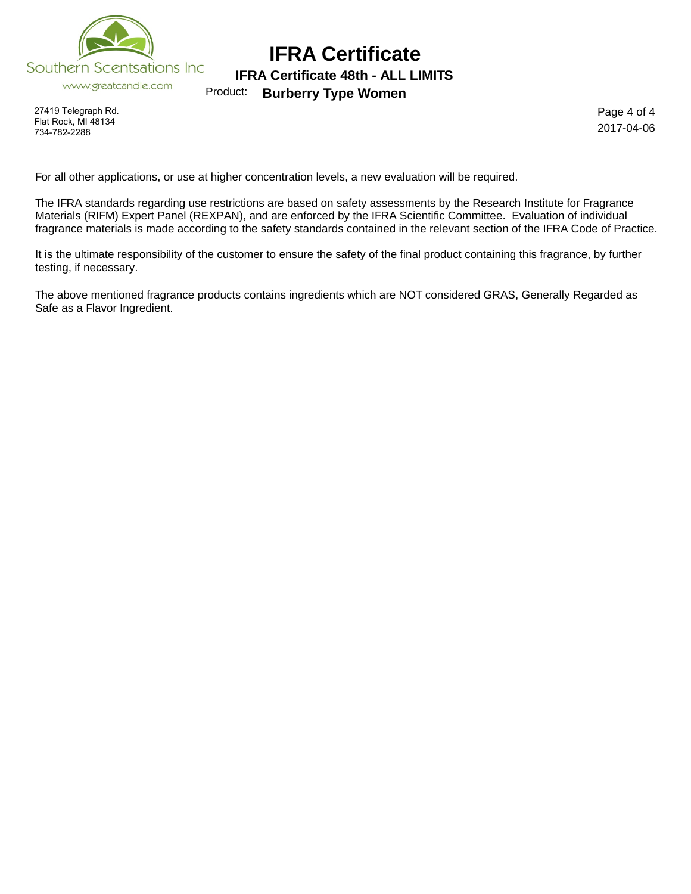For all other applications, or use at higher concentration levels, a new evaluation will be required.

The IFRA standards regarding use restrictions are based on safety assessments by the Research Institute for Fragrance Materials (RIFM) Expert Panel (REXPAN), and are enforced by the IFRA Scientific Committee. Evaluation of individual fragrance materials is made according to the safety standards contained in the relevant section of the IFRA Code of Practice.

It is the ultimate responsibility of the customer to ensure the safety of the final product containing this fragrance, by further testing, if necessary.

The above mentioned fragrance products contains ingredients which are NOT considered GRAS, Generally Regarded as Safe as a Flavor Ingredient.